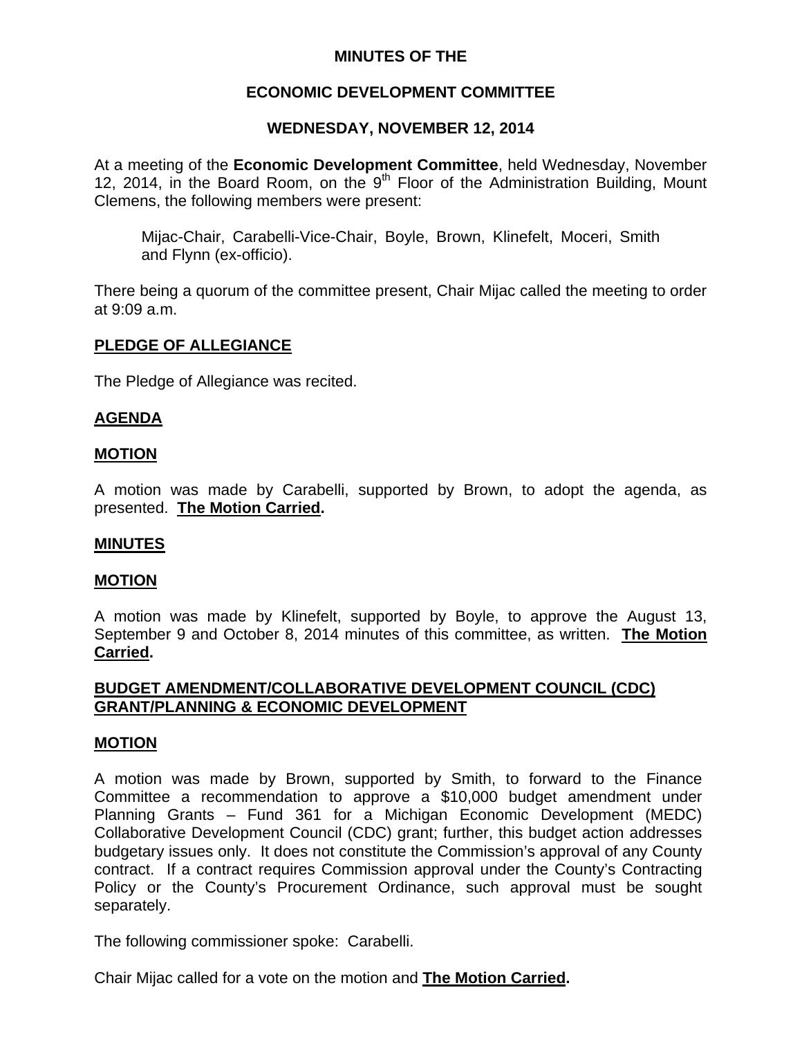# MINUTES OF THE

## ECONOMIC DEVELOPMENT COMMITTEE

### WEDNESDAY, NOVEMBER 12, 2014

At a meeting of the **Economic Development Committee**, held Wednesday, November 12, 2014, in the Board Room, on the 9th Floor of the Administration Building, Mount Clemens, the following members were present:

> Mijac-Chair, Carabelli-Vice-Chair, Boyle, Brown, Klinefelt, Moceri, Smith and Flynn (ex-officio).

There being a quorum of the committee present, Chair Mijac called the meeting to order at 9:09 a.m.

**PLEDGE OF ALLEGIANCE**

The Pledge of Allegiance was recited.

**AGENDA**

**MOTION**

A motion was made by Carabelli, supported by Brown, to adopt the agenda, as presented. **The Motion Carried.**

**MINUTES**

**MOTION**

A motion was made by Klinefelt, supported by Boyle, to approve the August 13, September 9 and October 8, 2014 minutes of this committee, as written. **The Motion Carried.**

**BUDGET AMENDMENT/COLLABORATIVE DEVELOPMENT COUNCIL (CDC) GRANT/PLANNING & ECONOMIC DEVELOPMENT**

**MOTION**

A motion was made by Brown, supported by Smith, to forward to the Finance Committee a recommendation to approve a $10,000 budget amendment under Planning Grants – Fund 361 for a Michigan Economic Development (MEDC) Collaborative Development Council (CDC) grant; further, this budget action addresses budgetary issues only. It does not constitute the Commission's approval of any County contract. If a contract requires Commission approval under the County's Contracting Policy or the County's Procurement Ordinance, such approval must be sought separately.

The following commissioner spoke: Carabelli.

Chair Mijac called for a vote on the motion and **The Motion Carried.**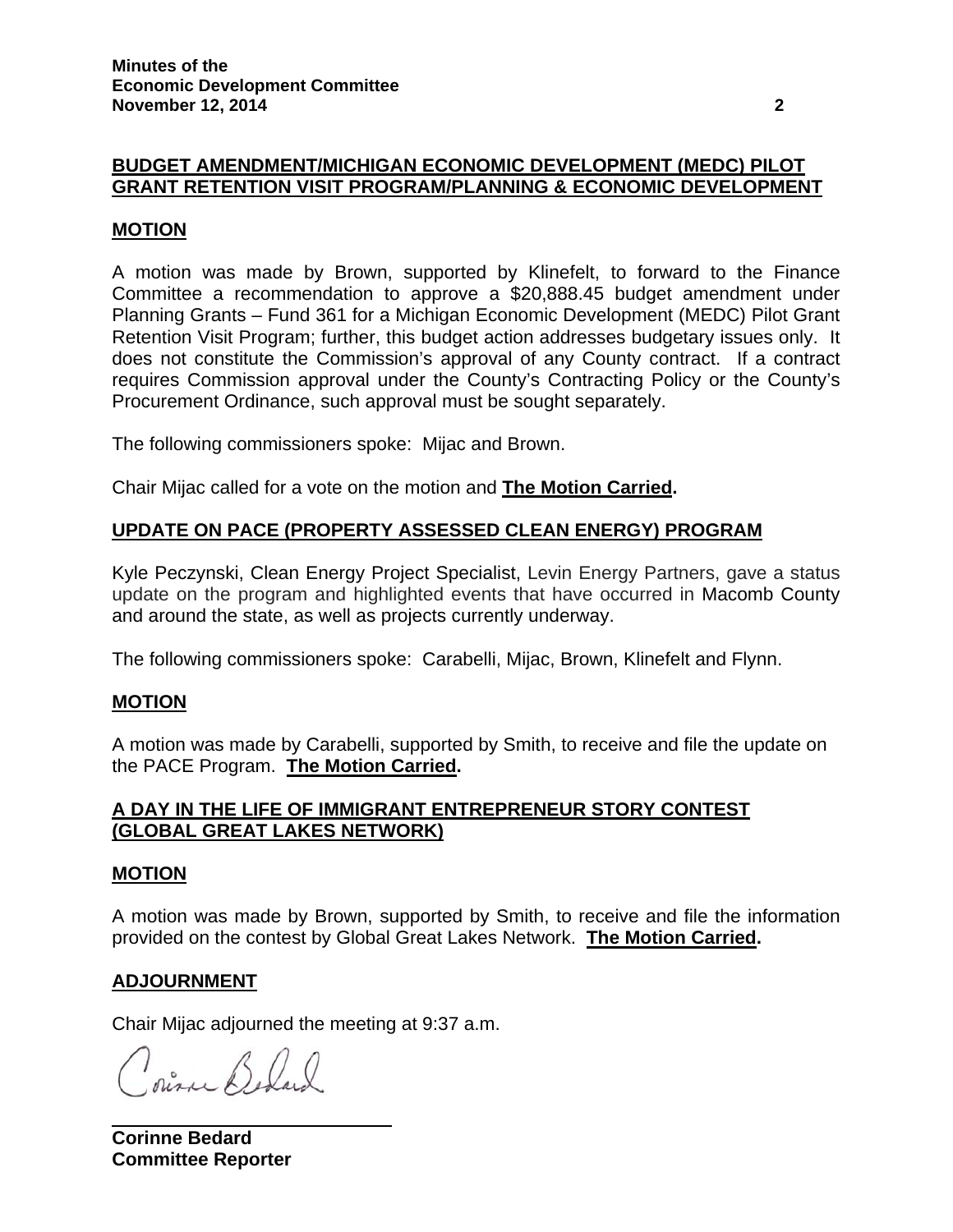**BUDGET AMENDMENT/MICHIGAN ECONOMIC DEVELOPMENT (MEDC) PILOT GRANT RETENTION VISIT PROGRAM/PLANNING & ECONOMIC DEVELOPMENT**

**MOTION**

A motion was made by Brown, supported by Klinefelt, to forward to the Finance Committee a recommendation to approve a $20,888.45 budget amendment under Planning Grants – Fund 361 for a Michigan Economic Development (MEDC) Pilot Grant Retention Visit Program; further, this budget action addresses budgetary issues only. It does not constitute the Commission's approval of any County contract. If a contract requires Commission approval under the County's Contracting Policy or the County's Procurement Ordinance, such approval must be sought separately.

The following commissioners spoke: Mijac and Brown.

Chair Mijac called for a vote on the motion and **The Motion Carried.**

**UPDATE ON PACE (PROPERTY ASSESSED CLEAN ENERGY) PROGRAM**

Kyle Peczynski, Clean Energy Project Specialist, Levin Energy Partners, gave a status update on the program and highlighted events that have occurred in Macomb County and around the state, as well as projects currently underway.

The following commissioners spoke: Carabelli, Mijac, Brown, Klinefelt and Flynn.

**MOTION**

A motion was made by Carabelli, supported by Smith, to receive and file the update on the PACE Program. **The Motion Carried.**

**A DAY IN THE LIFE OF IMMIGRANT ENTREPRENEUR STORY CONTEST (GLOBAL GREAT LAKES NETWORK)**

**MOTION**

A motion was made by Brown, supported by Smith, to receive and file the information provided on the contest by Global Great Lakes Network. **The Motion Carried.**

**ADJOURNMENT**

Chair Mijac adjourned the meeting at 9:37 a.m.

Corinne Bedard

**Corinne Bedard**
**Committee Reporter**